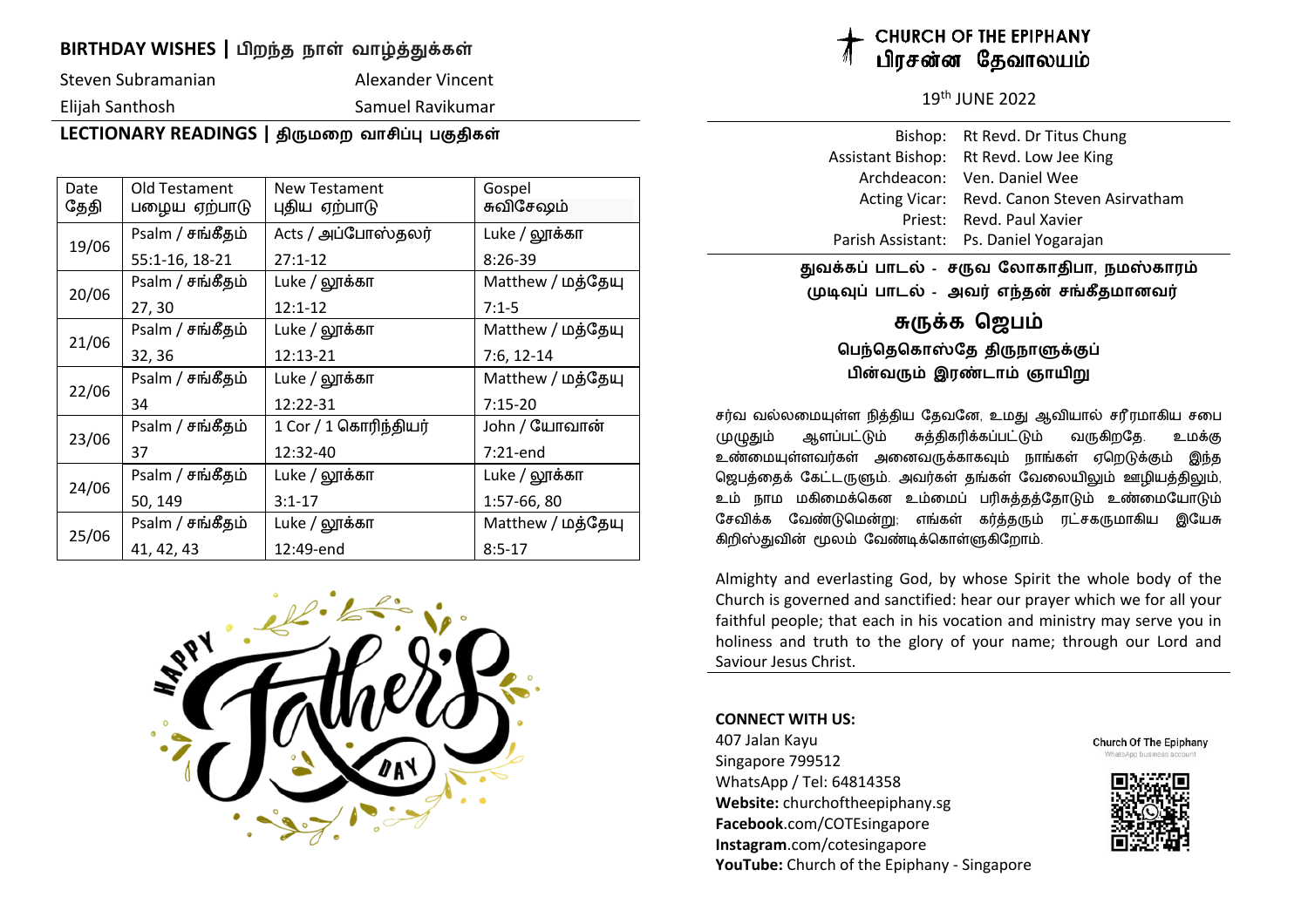## BIRTHDAY WISHES | பிறந்த நாள் வாழ்த்துக்கள்

Steven Subramanian
Alexander Vincent
Elijah Santhosh
Samuel Ravikumar

## LECTIONARY READINGS | திருமறை வாசிப்பு பகுதிகள்

| Date தேதி | Old Testament பழைய ஏற்பாடு | New Testament புதிய ஏற்பாடு | Gospel சுவிசேஷம் |
|---|---|---|---|
| 19/06 | Psalm / சங்கீதம் 55:1-16, 18-21 | Acts / அப்போஸ்தலர் 27:1-12 | Luke / லூக்கா 8:26-39 |
| 20/06 | Psalm / சங்கீதம் 27, 30 | Luke / லூக்கா 12:1-12 | Matthew / மத்தேயு 7:1-5 |
| 21/06 | Psalm / சங்கீதம் 32, 36 | Luke / லூக்கா 12:13-21 | Matthew / மத்தேயு 7:6, 12-14 |
| 22/06 | Psalm / சங்கீதம் 34 | Luke / லூக்கா 12:22-31 | Matthew / மத்தேயு 7:15-20 |
| 23/06 | Psalm / சங்கீதம் 37 | 1 Cor / 1 கொரிந்தியர் 12:32-40 | John / யோவான் 7:21-end |
| 24/06 | Psalm / சங்கீதம் 50, 149 | Luke / லூக்கா 3:1-17 | Luke / லூக்கா 1:57-66, 80 |
| 25/06 | Psalm / சங்கீதம் 41, 42, 43 | Luke / லூக்கா 12:49-end | Matthew / மத்தேயு 8:5-17 |

# CHURCH OF THE EPIPHANY
# பிரசன்ன தேவாலயம்

19th JUNE 2022

| | |
|---|---|
| Bishop: | Rt Revd. Dr Titus Chung |
| Assistant Bishop: | Rt Revd. Low Jee King |
| Archdeacon: | Ven. Daniel Wee |
| Acting Vicar: | Revd. Canon Steven Asirvatham |
| Priest: | Revd. Paul Xavier |
| Parish Assistant: | Ps. Daniel Yogarajan |

**துவக்கப் பாடல் - சருவ லோகாதிபா, நமஸ்காரம்**
**முடிவுப் பாடல் - அவர் எந்தன் சங்கீதமானவர்**

## சுருக்க ஜெபம்

### பெந்தெகொஸ்தே திருநாளுக்குப் பின்வரும் இரண்டாம் ஞாயிறு

சர்வ வல்லமையுள்ள நித்திய தேவனே, உமது ஆவியால் சரீரமாகிய சபை முழுதும் ஆளப்பட்டும் சுத்திகரிக்கப்பட்டும் வருகிறதே. உமக்கு உண்மையுள்ளவர்கள் அனைவருக்காகவும் நாங்கள் ஏறெடுக்கும் இந்த ஜெபத்தைக் கேட்டருளும். அவர்கள் தங்கள் வேலையிலும் ஊழியத்திலும், உம் நாம மகிமைக்கென உம்மைப் பரிசுத்தத்தோடும் உண்மையோடும் சேவிக்க வேண்டுமென்று; எங்கள் கர்த்தரும் ரட்சகருமாகிய இயேசு கிறிஸ்துவின் மூலம் வேண்டிக்கொள்ளுகிறோம்.

Almighty and everlasting God, by whose Spirit the whole body of the Church is governed and sanctified: hear our prayer which we for all your faithful people; that each in his vocation and ministry may serve you in holiness and truth to the glory of your name; through our Lord and Saviour Jesus Christ.

**CONNECT WITH US:**
407 Jalan Kayu
Singapore 799512
WhatsApp / Tel: 64814358
**Website:** churchoftheepiphany.sg
**Facebook**.com/COTEsingapore
**Instagram**.com/cotesingapore
**YouTube:** Church of the Epiphany - Singapore

Church Of The Epiphany
WhatsApp business account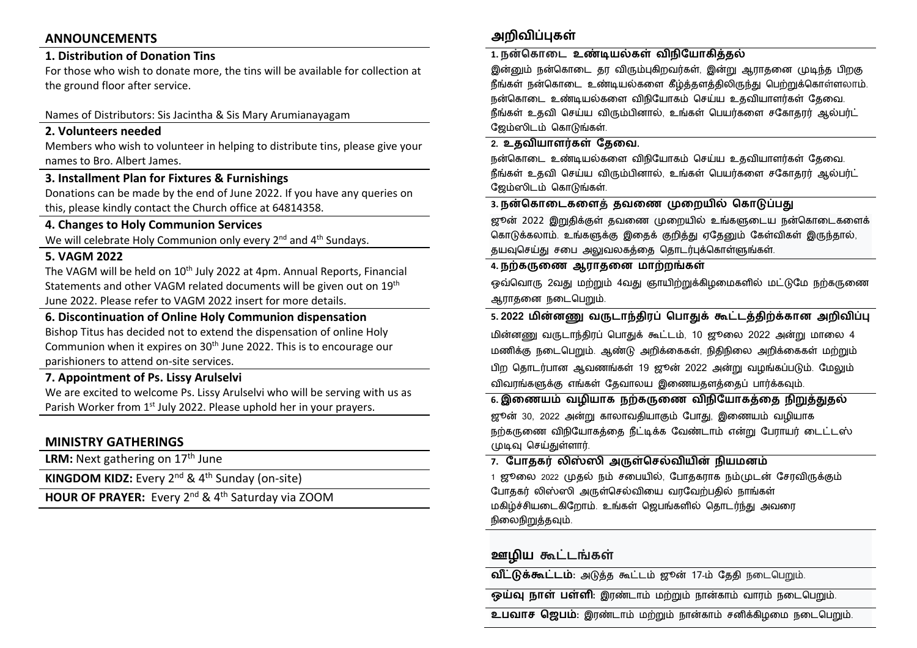## ANNOUNCEMENTS

### 1. Distribution of Donation Tins

For those who wish to donate more, the tins will be available for collection at the ground floor after service.

Names of Distributors: Sis Jacintha & Sis Mary Arumianayagam

### 2. Volunteers needed

Members who wish to volunteer in helping to distribute tins, please give your names to Bro. Albert James.

### 3. Installment Plan for Fixtures & Furnishings

Donations can be made by the end of June 2022. If you have any queries on this, please kindly contact the Church office at 64814358.

### 4. Changes to Holy Communion Services

We will celebrate Holy Communion only every 2nd and 4th Sundays.

### 5. VAGM 2022

The VAGM will be held on 10th July 2022 at 4pm. Annual Reports, Financial Statements and other VAGM related documents will be given out on 19th June 2022. Please refer to VAGM 2022 insert for more details.

### 6. Discontinuation of Online Holy Communion dispensation

Bishop Titus has decided not to extend the dispensation of online Holy Communion when it expires on 30th June 2022. This is to encourage our parishioners to attend on-site services.

### 7. Appointment of Ps. Lissy Arulselvi

We are excited to welcome Ps. Lissy Arulselvi who will be serving with us as Parish Worker from 1st July 2022. Please uphold her in your prayers.

## MINISTRY GATHERINGS

**LRM:** Next gathering on 17th June

**KINGDOM KIDZ:** Every 2nd & 4th Sunday (on-site)

**HOUR OF PRAYER:** Every 2nd & 4th Saturday via ZOOM

## அறிவிப்புகள்

### 1. நன்கொடை உண்டியல்கள் விநியோகித்தல்

இன்னும் நன்கொடை தர விரும்புகிறவர்கள், இன்று ஆராதனை முடிந்த பிறகு நீங்கள் நன்கொடை உண்டியல்களை கீழ்த்தளத்திலிருந்து பெற்றுக்கொள்ளலாம். நன்கொடை உண்டியல்களை விநியோகம் செய்ய உதவியாளர்கள் தேவை. நீங்கள் உதவி செய்ய விரும்பினால், உங்கள் பெயர்களை சகோதரர் ஆல்பர்ட் ஜேம்ஸிடம் கொடுங்கள்.

### 2. உதவியாளர்கள் தேவை.

நன்கொடை உண்டியல்களை விநியோகம் செய்ய உதவியாளர்கள் தேவை. நீங்கள் உதவி செய்ய விரும்பினால், உங்கள் பெயர்களை சகோதரர் ஆல்பர்ட் ஜேம்ஸிடம் கொடுங்கள்.

### 3. நன்கொடைகளைத் தவணை முறையில் கொடுப்பது

ஜூன் 2022 இறுதிக்குள் தவணை முறையில் உங்களுடைய நன்கொடைகளைக் கொடுக்கலாம். உங்களுக்கு இதைக் குறித்து ஏதேனும் கேள்விகள் இருந்தால், தயவுசெய்து சபை அலுவலகத்தை தொடர்புக்கொள்ளுங்கள்.

### 4. நற்கருணை ஆராதனை மாற்றங்கள்

ஒவ்வொரு 2வது மற்றும் 4வது ஞாயிற்றுக்கிழமைகளில் மட்டுமே நற்கருணை ஆராதனை நடைபெறும்.

### 5. 2022 மின்னனு வருடாந்திரப் பொதுக் கூட்டத்திற்க்கான அறிவிப்பு

மின்னனு வருடாந்திரப் பொதுக் கூட்டம், 10 ஜூலை 2022 அன்று மாலை 4 மணிக்கு நடைபெறும். ஆண்டு அறிக்கைகள், நிதிநிலை அறிக்கைகள் மற்றும் பிற தொடர்பான ஆவணங்கள் 19 ஜூன் 2022 அன்று வழங்கப்படும். மேலும் விவரங்களுக்கு எங்கள் தேவாலய இணையதளத்தைப் பார்க்கவும்.

### 6. இணையம் வழியாக நற்கருணை விநியோகத்தை நிறுத்துதல்

ஜூன் 30, 2022 அன்று காலாவதியாகும் போது, இணையம் வழியாக நற்கருணை விநியோகத்தை நீட்டிக்க வேண்டாம் என்று பேராயர் டைட்டஸ் முடிவு செய்துள்ளார்.

### 7. போதகர் லிஸ்ஸி அருள்செல்வியின் நியமனம்

1 ஜூலை 2022 முதல் நம் சபையில், போதகராக நம்முடன் சேரவிருக்கும் போதகர் லிஸ்ஸி அருள்செல்வியை வரவேற்பதில் நாங்கள் மகிழ்ச்சியடைகிறோம். உங்கள் ஜெபங்களில் தொடர்ந்து அவரை நிலைநிறுத்தவும்.

## ஊழிய கூட்டங்கள்

**வீட்டுக்கூட்டம்:** அடுத்த கூட்டம் ஜூன் 17-ம் தேதி நடைபெறும்.

**ஓய்வு நாள் பள்ளி:** இரண்டாம் மற்றும் நான்காம் வாரம் நடைபெறும்.

**உபவாச ஜெபம்:** இரண்டாம் மற்றும் நான்காம் சனிக்கிழமை நடைபெறும்.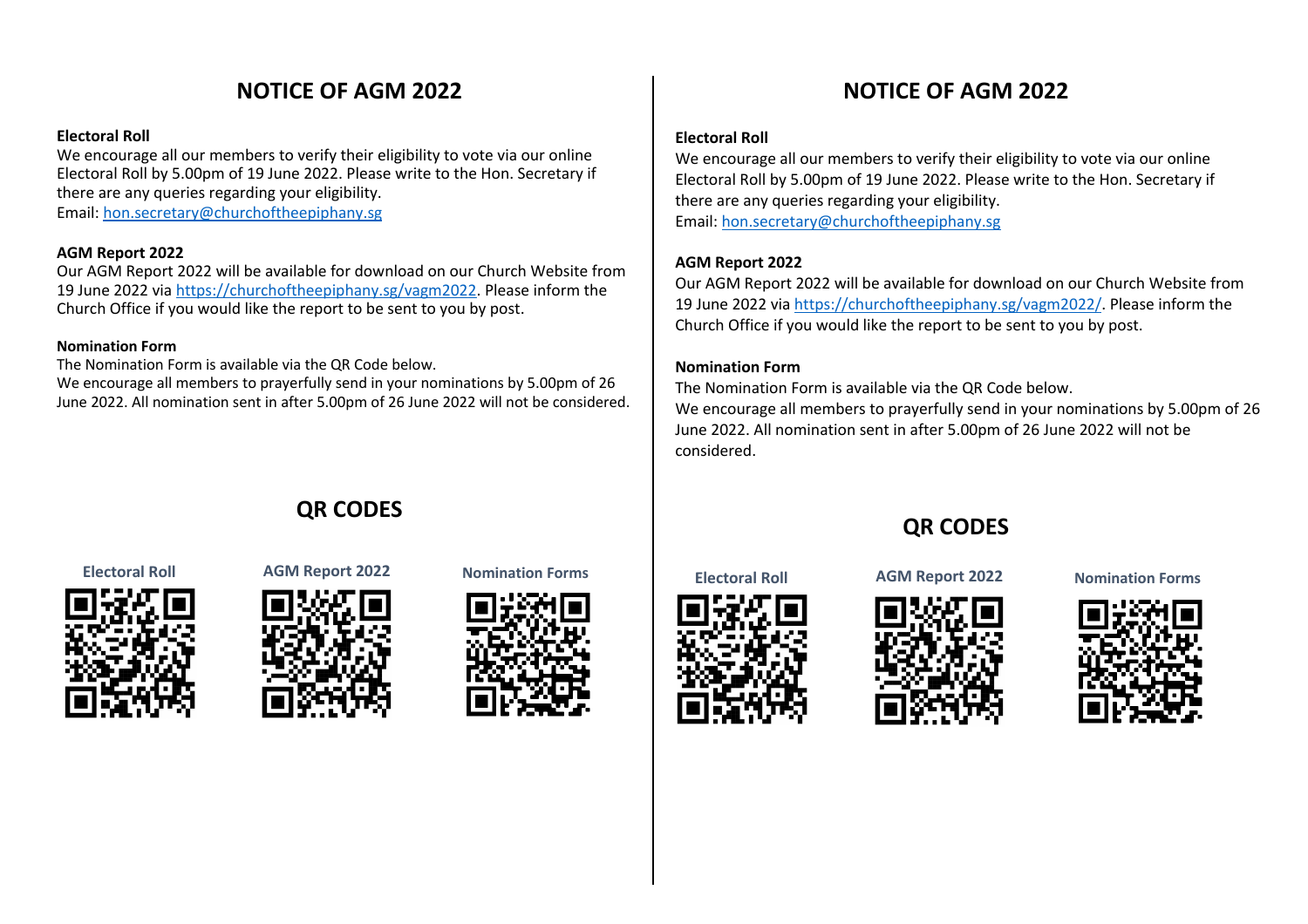# NOTICE OF AGM 2022

**Electoral Roll**
We encourage all our members to verify their eligibility to vote via our online Electoral Roll by 5.00pm of 19 June 2022. Please write to the Hon. Secretary if there are any queries regarding your eligibility.
Email: hon.secretary@churchoftheepiphany.sg

**AGM Report 2022**
Our AGM Report 2022 will be available for download on our Church Website from 19 June 2022 via https://churchoftheepiphany.sg/vagm2022. Please inform the Church Office if you would like the report to be sent to you by post.

**Nomination Form**
The Nomination Form is available via the QR Code below.
We encourage all members to prayerfully send in your nominations by 5.00pm of 26 June 2022. All nomination sent in after 5.00pm of 26 June 2022 will not be considered.

## QR CODES

**Electoral Roll** | **AGM Report 2022** | **Nomination Forms**

# NOTICE OF AGM 2022

**Electoral Roll**
We encourage all our members to verify their eligibility to vote via our online Electoral Roll by 5.00pm of 19 June 2022. Please write to the Hon. Secretary if there are any queries regarding your eligibility.
Email: hon.secretary@churchoftheepiphany.sg

**AGM Report 2022**
Our AGM Report 2022 will be available for download on our Church Website from 19 June 2022 via https://churchoftheepiphany.sg/vagm2022/. Please inform the Church Office if you would like the report to be sent to you by post.

**Nomination Form**
The Nomination Form is available via the QR Code below.
We encourage all members to prayerfully send in your nominations by 5.00pm of 26 June 2022. All nomination sent in after 5.00pm of 26 June 2022 will not be considered.

## QR CODES

**Electoral Roll** | **AGM Report 2022** | **Nomination Forms**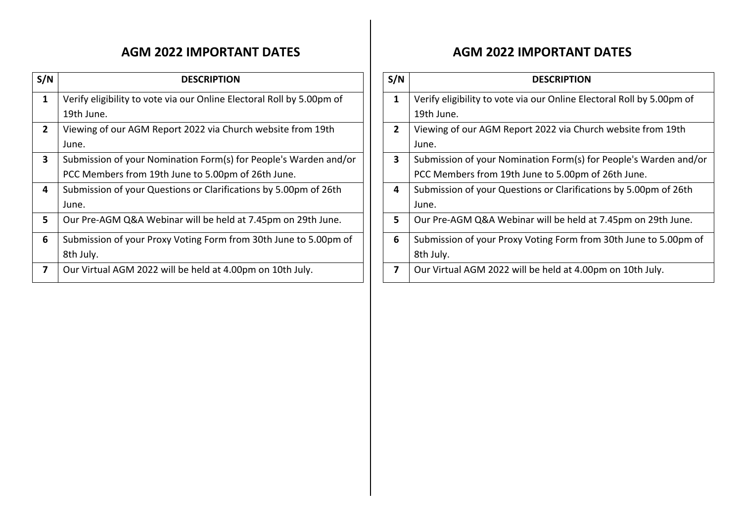## AGM 2022 IMPORTANT DATES

| S/N | DESCRIPTION |
| --- | --- |
| 1 | Verify eligibility to vote via our Online Electoral Roll by 5.00pm of 19th June. |
| 2 | Viewing of our AGM Report 2022 via Church website from 19th June. |
| 3 | Submission of your Nomination Form(s) for People's Warden and/or PCC Members from 19th June to 5.00pm of 26th June. |
| 4 | Submission of your Questions or Clarifications by 5.00pm of 26th June. |
| 5 | Our Pre-AGM Q&A Webinar will be held at 7.45pm on 29th June. |
| 6 | Submission of your Proxy Voting Form from 30th June to 5.00pm of 8th July. |
| 7 | Our Virtual AGM 2022 will be held at 4.00pm on 10th July. |

## AGM 2022 IMPORTANT DATES

| S/N | DESCRIPTION |
| --- | --- |
| 1 | Verify eligibility to vote via our Online Electoral Roll by 5.00pm of 19th June. |
| 2 | Viewing of our AGM Report 2022 via Church website from 19th June. |
| 3 | Submission of your Nomination Form(s) for People's Warden and/or PCC Members from 19th June to 5.00pm of 26th June. |
| 4 | Submission of your Questions or Clarifications by 5.00pm of 26th June. |
| 5 | Our Pre-AGM Q&A Webinar will be held at 7.45pm on 29th June. |
| 6 | Submission of your Proxy Voting Form from 30th June to 5.00pm of 8th July. |
| 7 | Our Virtual AGM 2022 will be held at 4.00pm on 10th July. |